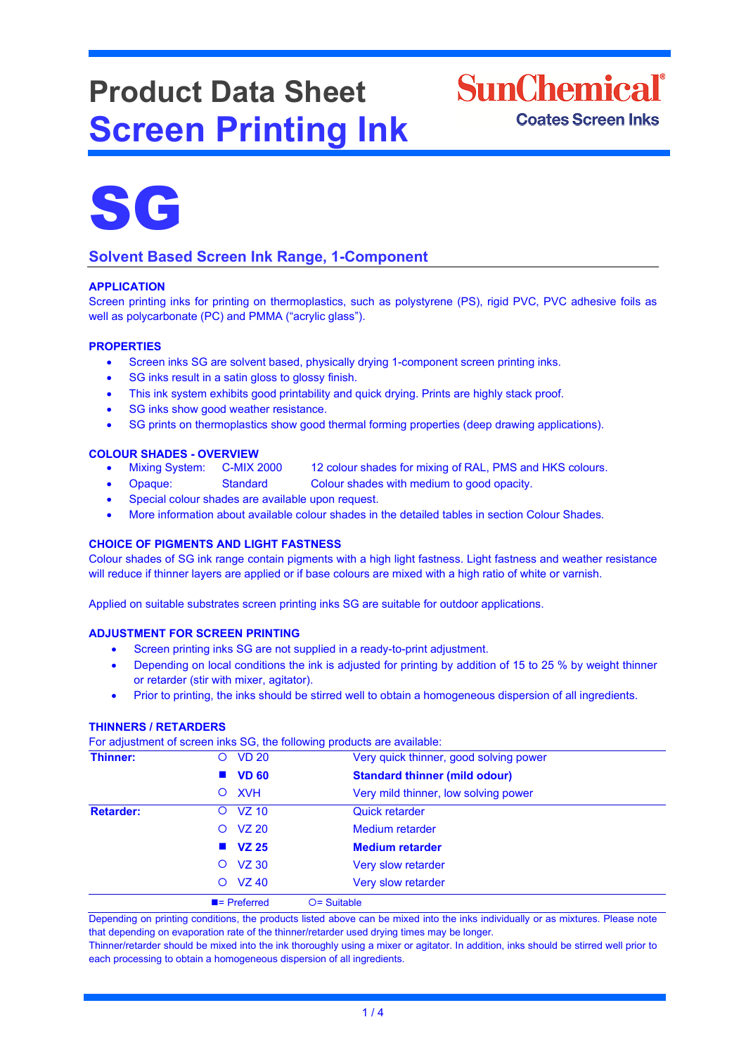# Product Data Sheet
# Screen Printing Ink

SunChemical
Coates Screen Inks

# SG

## Solvent Based Screen Ink Range, 1-Component

### APPLICATION

Screen printing inks for printing on thermoplastics, such as polystyrene (PS), rigid PVC, PVC adhesive foils as well as polycarbonate (PC) and PMMA ("acrylic glass").

### PROPERTIES

- Screen inks SG are solvent based, physically drying 1-component screen printing inks.
- SG inks result in a satin gloss to glossy finish.
- This ink system exhibits good printability and quick drying. Prints are highly stack proof.
- SG inks show good weather resistance.
- SG prints on thermoplastics show good thermal forming properties (deep drawing applications).

### COLOUR SHADES - OVERVIEW

- Mixing System: C-MIX 2000 12 colour shades for mixing of RAL, PMS and HKS colours.
- Opaque: Standard Colour shades with medium to good opacity.
- Special colour shades are available upon request.
- More information about available colour shades in the detailed tables in section Colour Shades.

### CHOICE OF PIGMENTS AND LIGHT FASTNESS

Colour shades of SG ink range contain pigments with a high light fastness. Light fastness and weather resistance will reduce if thinner layers are applied or if base colours are mixed with a high ratio of white or varnish.

Applied on suitable substrates screen printing inks SG are suitable for outdoor applications.

### ADJUSTMENT FOR SCREEN PRINTING

- Screen printing inks SG are not supplied in a ready-to-print adjustment.
- Depending on local conditions the ink is adjusted for printing by addition of 15 to 25 % by weight thinner or retarder (stir with mixer, agitator).
- Prior to printing, the inks should be stirred well to obtain a homogeneous dispersion of all ingredients.

### THINNERS / RETARDERS

For adjustment of screen inks SG, the following products are available:

| | | | |
|---|---|---|---|
| **Thinner:** | ○ | VD 20 | Very quick thinner, good solving power |
| | ■ | **VD 60** | **Standard thinner (mild odour)** |
| | ○ | XVH | Very mild thinner, low solving power |
| **Retarder:** | ○ | VZ 10 | Quick retarder |
| | ○ | VZ 20 | Medium retarder |
| | ■ | **VZ 25** | **Medium retarder** |
| | ○ | VZ 30 | Very slow retarder |
| | ○ | VZ 40 | Very slow retarder |

■= Preferred ○= Suitable

Depending on printing conditions, the products listed above can be mixed into the inks individually or as mixtures. Please note that depending on evaporation rate of the thinner/retarder used drying times may be longer.
Thinner/retarder should be mixed into the ink thoroughly using a mixer or agitator. In addition, inks should be stirred well prior to each processing to obtain a homogeneous dispersion of all ingredients.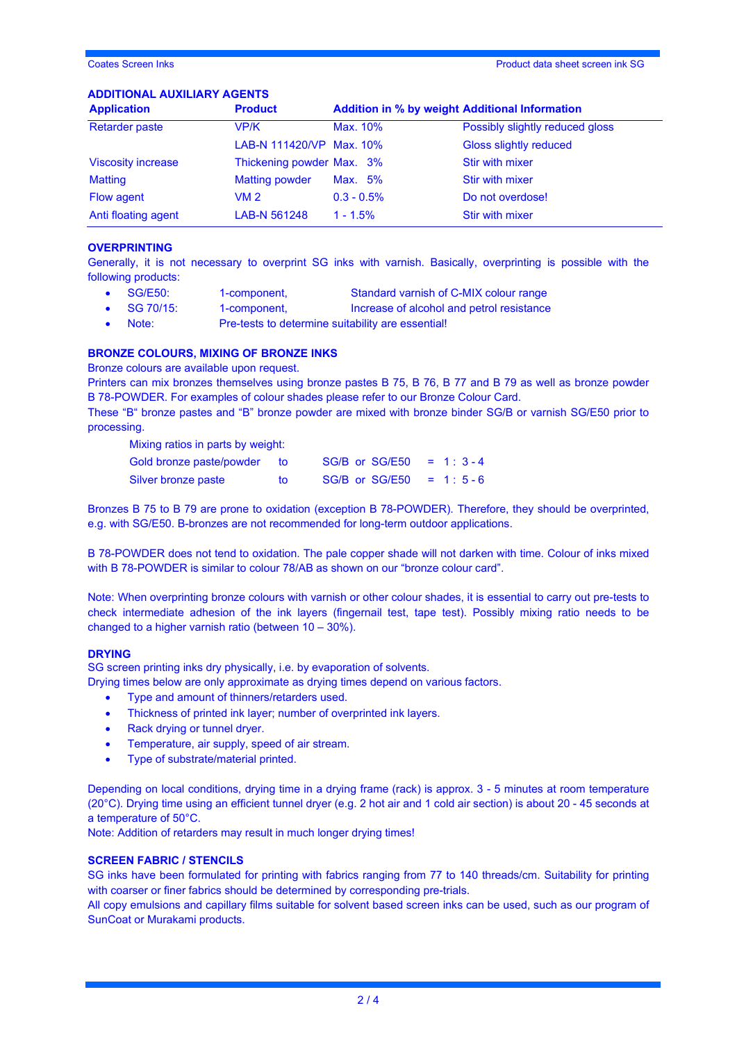## ADDITIONAL AUXILIARY AGENTS

| Application | Product | Addition in % by weight | Additional Information |
|---|---|---|---|
| Retarder paste | VP/K | Max. 10% | Possibly slightly reduced gloss |
| | LAB-N 111420/VP | Max. 10% | Gloss slightly reduced |
| Viscosity increase | Thickening powder | Max. 3% | Stir with mixer |
| Matting | Matting powder | Max. 5% | Stir with mixer |
| Flow agent | VM 2 | 0.3 - 0.5% | Do not overdose! |
| Anti floating agent | LAB-N 561248 | 1 - 1.5% | Stir with mixer |

## OVERPRINTING

Generally, it is not necessary to overprint SG inks with varnish. Basically, overprinting is possible with the following products:

- SG/E50: 1-component, Standard varnish of C-MIX colour range
- SG 70/15: 1-component, Increase of alcohol and petrol resistance
- Note: Pre-tests to determine suitability are essential!

## BRONZE COLOURS, MIXING OF BRONZE INKS

Bronze colours are available upon request.

Printers can mix bronzes themselves using bronze pastes B 75, B 76, B 77 and B 79 as well as bronze powder B 78-POWDER. For examples of colour shades please refer to our Bronze Colour Card.

These "B" bronze pastes and "B" bronze powder are mixed with bronze binder SG/B or varnish SG/E50 prior to processing.

Mixing ratios in parts by weight:

| | | | |
|---|---|---|---|
| Gold bronze paste/powder | to | SG/B or SG/E50 | = 1 : 3 - 4 |
| Silver bronze paste | to | SG/B or SG/E50 | = 1 : 5 - 6 |

Bronzes B 75 to B 79 are prone to oxidation (exception B 78-POWDER). Therefore, they should be overprinted, e.g. with SG/E50. B-bronzes are not recommended for long-term outdoor applications.

B 78-POWDER does not tend to oxidation. The pale copper shade will not darken with time. Colour of inks mixed with B 78-POWDER is similar to colour 78/AB as shown on our "bronze colour card".

Note: When overprinting bronze colours with varnish or other colour shades, it is essential to carry out pre-tests to check intermediate adhesion of the ink layers (fingernail test, tape test). Possibly mixing ratio needs to be changed to a higher varnish ratio (between 10 – 30%).

## DRYING

SG screen printing inks dry physically, i.e. by evaporation of solvents.

Drying times below are only approximate as drying times depend on various factors.

- Type and amount of thinners/retarders used.
- Thickness of printed ink layer; number of overprinted ink layers.
- Rack drying or tunnel dryer.
- Temperature, air supply, speed of air stream.
- Type of substrate/material printed.

Depending on local conditions, drying time in a drying frame (rack) is approx. 3 - 5 minutes at room temperature (20°C). Drying time using an efficient tunnel dryer (e.g. 2 hot air and 1 cold air section) is about 20 - 45 seconds at a temperature of 50°C.

Note: Addition of retarders may result in much longer drying times!

## SCREEN FABRIC / STENCILS

SG inks have been formulated for printing with fabrics ranging from 77 to 140 threads/cm. Suitability for printing with coarser or finer fabrics should be determined by corresponding pre-trials.

All copy emulsions and capillary films suitable for solvent based screen inks can be used, such as our program of SunCoat or Murakami products.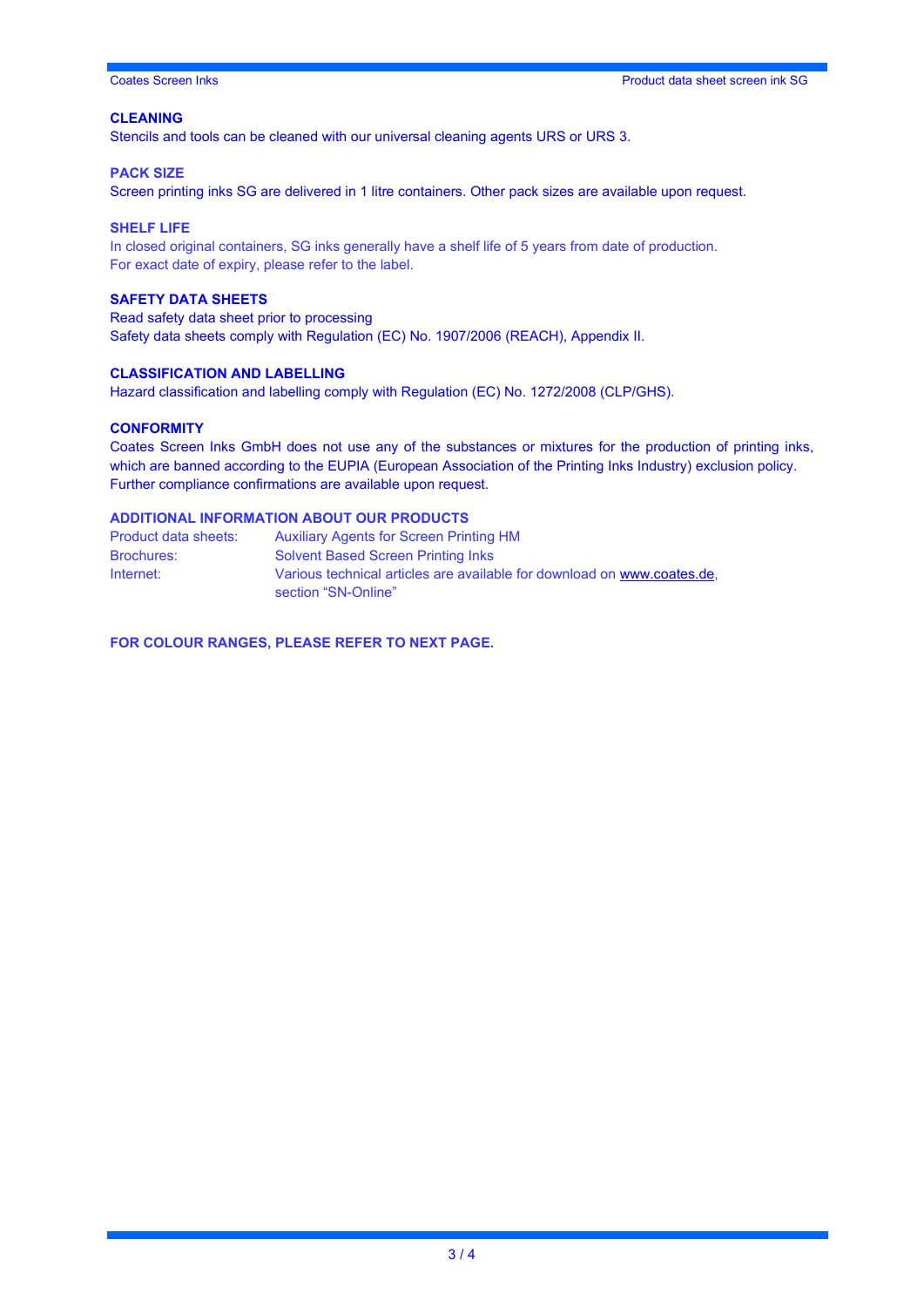## CLEANING

Stencils and tools can be cleaned with our universal cleaning agents URS or URS 3.

## PACK SIZE

Screen printing inks SG are delivered in 1 litre containers. Other pack sizes are available upon request.

## SHELF LIFE

In closed original containers, SG inks generally have a shelf life of 5 years from date of production.
For exact date of expiry, please refer to the label.

## SAFETY DATA SHEETS

Read safety data sheet prior to processing
Safety data sheets comply with Regulation (EC) No. 1907/2006 (REACH), Appendix II.

## CLASSIFICATION AND LABELLING

Hazard classification and labelling comply with Regulation (EC) No. 1272/2008 (CLP/GHS).

## CONFORMITY

Coates Screen Inks GmbH does not use any of the substances or mixtures for the production of printing inks, which are banned according to the EUPIA (European Association of the Printing Inks Industry) exclusion policy.
Further compliance confirmations are available upon request.

## ADDITIONAL INFORMATION ABOUT OUR PRODUCTS

| | |
|---|---|
| Product data sheets: | Auxiliary Agents for Screen Printing HM |
| Brochures: | Solvent Based Screen Printing Inks |
| Internet: | Various technical articles are available for download on www.coates.de, section "SN-Online" |

**FOR COLOUR RANGES, PLEASE REFER TO NEXT PAGE.**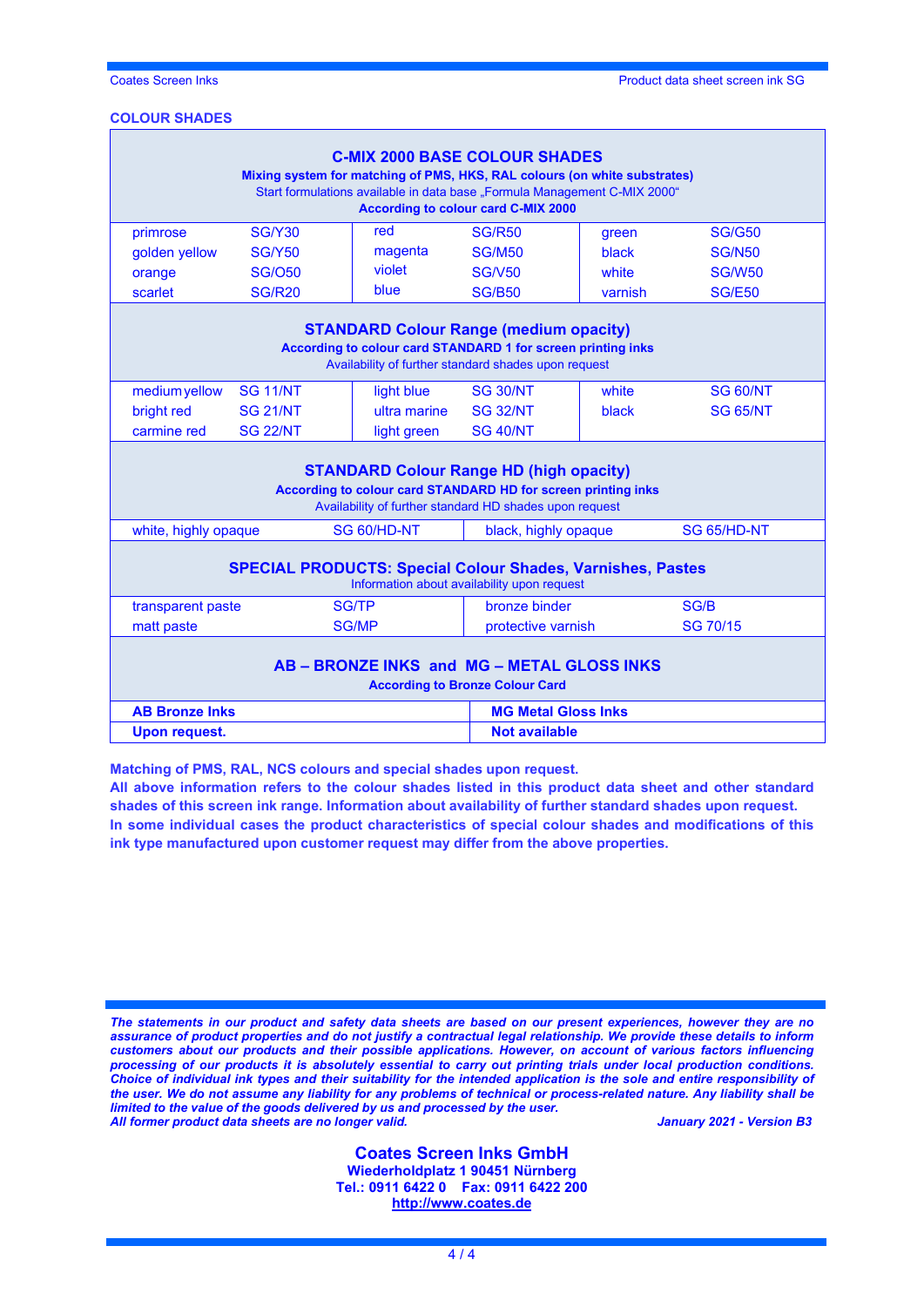## COLOUR SHADES

### C-MIX 2000 BASE COLOUR SHADES

**Mixing system for matching of PMS, HKS, RAL colours (on white substrates)**

Start formulations available in data base „Formula Management C-MIX 2000"

**According to colour card C-MIX 2000**

| | | | | | |
|---|---|---|---|---|---|
| primrose | SG/Y30 | red | SG/R50 | green | SG/G50 |
| golden yellow | SG/Y50 | magenta | SG/M50 | black | SG/N50 |
| orange | SG/O50 | violet | SG/V50 | white | SG/W50 |
| scarlet | SG/R20 | blue | SG/B50 | varnish | SG/E50 |

### STANDARD Colour Range (medium opacity)

**According to colour card STANDARD 1 for screen printing inks**

Availability of further standard shades upon request

| | | | | | |
|---|---|---|---|---|---|
| medium yellow | SG 11/NT | light blue | SG 30/NT | white | SG 60/NT |
| bright red | SG 21/NT | ultra marine | SG 32/NT | black | SG 65/NT |
| carmine red | SG 22/NT | light green | SG 40/NT | | |

### STANDARD Colour Range HD (high opacity)

**According to colour card STANDARD HD for screen printing inks**

Availability of further standard HD shades upon request

| | | | |
|---|---|---|---|
| white, highly opaque | SG 60/HD-NT | black, highly opaque | SG 65/HD-NT |

### SPECIAL PRODUCTS: Special Colour Shades, Varnishes, Pastes

Information about availability upon request

| | | | |
|---|---|---|---|
| transparent paste | SG/TP | bronze binder | SG/B |
| matt paste | SG/MP | protective varnish | SG 70/15 |

### AB – BRONZE INKS and MG – METAL GLOSS INKS

**According to Bronze Colour Card**

| **AB Bronze Inks** | **MG Metal Gloss Inks** |
|---|---|
| **Upon request.** | **Not available** |

**Matching of PMS, RAL, NCS colours and special shades upon request.**

**All above information refers to the colour shades listed in this product data sheet and other standard shades of this screen ink range. Information about availability of further standard shades upon request.**

**In some individual cases the product characteristics of special colour shades and modifications of this ink type manufactured upon customer request may differ from the above properties.**

***The statements in our product and safety data sheets are based on our present experiences, however they are no assurance of product properties and do not justify a contractual legal relationship. We provide these details to inform customers about our products and their possible applications. However, on account of various factors influencing processing of our products it is absolutely essential to carry out printing trials under local production conditions. Choice of individual ink types and their suitability for the intended application is the sole and entire responsibility of the user. We do not assume any liability for any problems of technical or process-related nature. Any liability shall be limited to the value of the goods delivered by us and processed by the user.***

***All former product data sheets are no longer valid.*** ***January 2021 - Version B3***

**Coates Screen Inks GmbH**

**Wiederholdplatz 1 90451 Nürnberg**

**Tel.: 0911 6422 0 Fax: 0911 6422 200**

**http://www.coates.de**